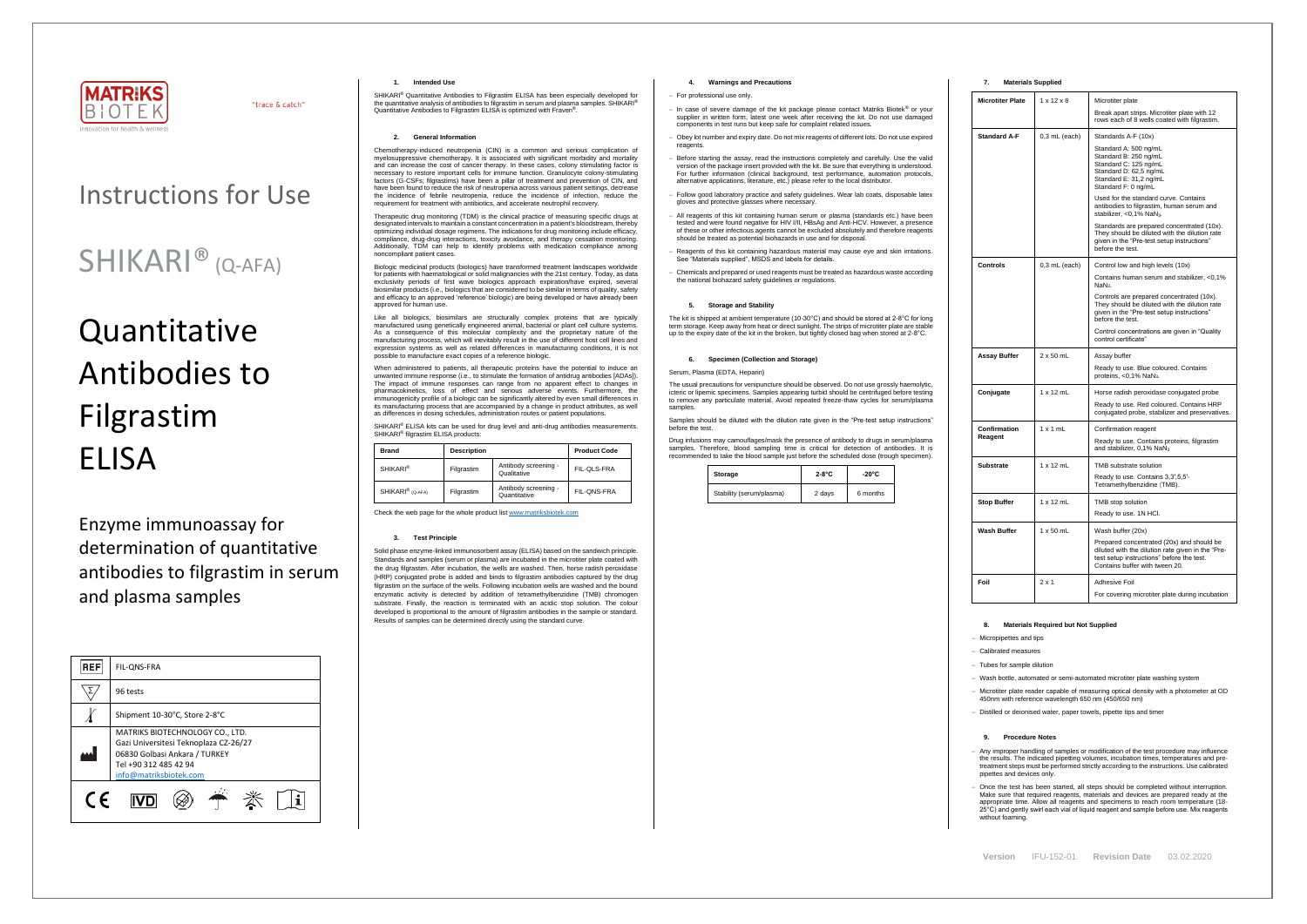MATRIKS BIOTEK
innovation for health & wellness

"trace & catch"

# Instructions for Use

# SHIKARI® (Q-AFA)

# Quantitative Antibodies to Filgrastim ELISA

Enzyme immunoassay for determination of quantitative antibodies to filgrastim in serum and plasma samples

| REF | FIL-QNS-FRA |
|---|---|
| Σ | 96 tests |
| Temperature | Shipment 10-30°C, Store 2-8°C |
| Manufacturer | MATRIKS BIOTECHNOLOGY CO., LTD. Gazi Universitesi Teknoplaza CZ-26/27 06830 Golbasi Ankara / TURKEY Tel +90 312 485 42 94 info@matriksbiotek.com |

CE IVD

## 1. Intended Use

SHIKARI® Quantitative Antibodies to Filgrastim ELISA has been especially developed for the quantitative analysis of antibodies to filgrastim in serum and plasma samples. SHIKARI® Quantitative Antibodies to Filgrastim ELISA is optimized with Fraven®.

## 2. General Information

Chemotherapy-induced neutropenia (CIN) is a common and serious complication of myelosuppressive chemotherapy. It is associated with significant morbidity and mortality and can increase the cost of cancer therapy. In these cases, colony stimulating factor is necessary to restore important cells for immune function. Granulocyte colony-stimulating factors (G-CSFs; filgrastims) have been a pillar of treatment and prevention of CIN, and have been found to reduce the risk of neutropenia across various patient settings, decrease the incidence of febrile neutropenia, reduce the incidence of infection, reduce the requirement for treatment with antibiotics, and accelerate neutrophil recovery.

Therapeutic drug monitoring (TDM) is the clinical practice of measuring specific drugs at designated intervals to maintain a constant concentration in a patient's bloodstream, thereby optimizing individual dosage regimens. The indications for drug monitoring include efficacy, compliance, drug-drug interactions, toxicity avoidance, and therapy cessation monitoring. Additionally, TDM can help to identify problems with medication compliance among noncompliant patient cases.

Biologic medicinal products (biologics) have transformed treatment landscapes worldwide for patients with haematological or solid malignancies with the 21st century. Today, as data exclusivity periods of first wave biologics approach expiration/have expired, several biosimilar products (i.e., biologics that are considered to be similar in terms of quality, safety and efficacy to an approved 'reference' biologic) are being developed or have already been approved for human use.

Like all biologics, biosimilars are structurally complex proteins that are typically manufactured using genetically engineered animal, bacterial or plant cell culture systems. As a consequence of this molecular complexity and the proprietary nature of the manufacturing process, which will inevitably result in the use of different host cell lines and expression systems as well as related differences in manufacturing conditions, it is not possible to manufacture exact copies of a reference biologic.

When administered to patients, all therapeutic proteins have the potential to induce an unwanted immune response (i.e., to stimulate the formation of antidrug antibodies [ADAs]). The impact of immune responses can range from no apparent effect to changes in pharmacokinetics, loss of effect and serious adverse events. Furthermore, the immunogenicity profile of a biologic can be significantly altered by even small differences in its manufacturing process that are accompanied by a change in product attributes, as well as differences in dosing schedules, administration routes or patient populations.

SHIKARI® ELISA kits can be used for drug level and anti-drug antibodies measurements. SHIKARI® filgrastim ELISA products:

| Brand | Description | | Product Code |
|---|---|---|---|
| SHIKARI® | Filgrastim | Antibody screening - Qualitative | FIL-QLS-FRA |
| SHIKARI® (Q-AFA) | Filgrastim | Antibody screening - Quantitative | FIL-QNS-FRA |

Check the web page for the whole product list www.matriksbiotek.com

## 3. Test Principle

Solid phase enzyme-linked immunosorbent assay (ELISA) based on the sandwich principle. Standards and samples (serum or plasma) are incubated in the microtiter plate coated with the drug filgrastim. After incubation, the wells are washed. Then, horse radish peroxidase (HRP) conjugated probe is added and binds to filgrastim antibodies captured by the drug filgrastim on the surface of the wells. Following incubation wells are washed and the bound enzymatic activity is detected by addition of tetramethylbenzidine (TMB) chromogen substrate. Finally, the reaction is terminated with an acidic stop solution. The colour developed is proportional to the amount of filgrastim antibodies in the sample or standard. Results of samples can be determined directly using the standard curve.

## 4. Warnings and Precautions

- For professional use only.
- In case of severe damage of the kit package please contact Matriks Biotek® or your supplier in written form, latest one week after receiving the kit. Do not use damaged components in test runs but keep safe for complaint related issues.
- Obey lot number and expiry date. Do not mix reagents of different lots. Do not use expired reagents.
- Before starting the assay, read the instructions completely and carefully. Use the valid version of the package insert provided with the kit. Be sure that everything is understood. For further information (clinical background, test performance, automation protocols, alternative applications, literature, etc.) please refer to the local distributor.
- Follow good laboratory practice and safety guidelines. Wear lab coats, disposable latex gloves and protective glasses where necessary.
- All reagents of this kit containing human serum or plasma (standards etc.) have been tested and were found negative for HIV I/II, HBsAg and Anti-HCV. However, a presence of these or other infectious agents cannot be excluded absolutely and therefore reagents should be treated as potential biohazards in use and for disposal.
- Reagents of this kit containing hazardous material may cause eye and skin irritations. See "Materials supplied", MSDS and labels for details.
- Chemicals and prepared or used reagents must be treated as hazardous waste according the national biohazard safety guidelines or regulations.

## 5. Storage and Stability

The kit is shipped at ambient temperature (10-30°C) and should be stored at 2-8°C for long term storage. Keep away from heat or direct sunlight. The strips of microtiter plate are stable up to the expiry date of the kit in the broken, but tightly closed bag when stored at 2-8°C.

## 6. Specimen (Collection and Storage)

Serum, Plasma (EDTA, Heparin)

The usual precautions for venipuncture should be observed. Do not use grossly haemolytic, icteric or lipemic specimens. Samples appearing turbid should be centrifuged before testing to remove any particulate material. Avoid repeated freeze-thaw cycles for serum/plasma samples.

Samples should be diluted with the dilution rate given in the "Pre-test setup instructions" before the test.

Drug infusions may camouflages/mask the presence of antibody to drugs in serum/plasma samples. Therefore, blood sampling time is critical for detection of antibodies. It is recommended to take the blood sample just before the scheduled dose (trough specimen).

| Storage | 2-8°C | -20°C |
|---|---|---|
| Stability (serum/plasma) | 2 days | 6 months |

## 7. Materials Supplied

| | | |
|---|---|---|
| **Microtiter Plate** | 1 x 12 x 8 | Microtiter plate<br>Break apart strips. Microtiter plate with 12 rows each of 8 wells coated with filgrastim. |
| **Standard A-F** | 0,3 mL (each) | Standards A-F (10x)<br>Standard A: 500 ng/mL<br>Standard B: 250 ng/mL<br>Standard C: 125 ng/mL<br>Standard D: 62,5 ng/mL<br>Standard E: 31,2 ng/mL<br>Standard F: 0 ng/mL<br>Used for the standard curve. Contains antibodies to filgrastim, human serum and stabilizer, <0,1% $NaN_3$.<br>Standards are prepared concentrated (10x). They should be diluted with the dilution rate given in the "Pre-test setup instructions" before the test. |
| **Controls** | 0,3 mL (each) | Control low and high levels (10x)<br>Contains human serum and stabilizer, <0,1% $NaN_3$.<br>Controls are prepared concentrated (10x). They should be diluted with the dilution rate given in the "Pre-test setup instructions" before the test.<br>Control concentrations are given in "Quality control certificate" |
| **Assay Buffer** | 2 x 50 mL | Assay buffer<br>Ready to use. Blue coloured. Contains proteins, <0,1% $NaN_3$. |
| **Conjugate** | 1 x 12 mL | Horse radish peroxidase conjugated probe<br>Ready to use. Red coloured. Contains HRP conjugated probe, stabilizer and preservatives. |
| **Confirmation Reagent** | 1 x 1 mL | Confirmation reagent<br>Ready to use. Contains proteins, filgrastim and stabilizer, 0,1% $NaN_3$ |
| **Substrate** | 1 x 12 mL | TMB substrate solution<br>Ready to use. Contains 3,3',5,5'-Tetramethylbenzidine (TMB). |
| **Stop Buffer** | 1 x 12 mL | TMB stop solution<br>Ready to use. 1N HCl. |
| **Wash Buffer** | 1 x 50 mL | Wash buffer (20x)<br>Prepared concentrated (20x) and should be diluted with the dilution rate given in the "Pre-test setup instructions" before the test. Contains buffer with tween 20. |
| **Foil** | 2 x 1 | Adhesive Foil<br>For covering microtiter plate during incubation |

## 8. Materials Required but Not Supplied

- Micropipettes and tips
- Calibrated measures
- Tubes for sample dilution
- Wash bottle, automated or semi-automated microtiter plate washing system
- Microtiter plate reader capable of measuring optical density with a photometer at OD 450nm with reference wavelength 650 nm (450/650 nm)
- Distilled or deionised water, paper towels, pipette tips and timer

## 9. Procedure Notes

- Any improper handling of samples or modification of the test procedure may influence the results. The indicated pipetting volumes, incubation times, temperatures and pre-treatment steps must be performed strictly according to the instructions. Use calibrated pipettes and devices only.
- Once the test has been started, all steps should be completed without interruption. Make sure that required reagents, materials and devices are prepared ready at the appropriate time. Allow all reagents and specimens to reach room temperature (18-25°C) and gently swirl each vial of liquid reagent and sample before use. Mix reagents without foaming.

**Version** IFU-152-01 **Revision Date** 03.02.2020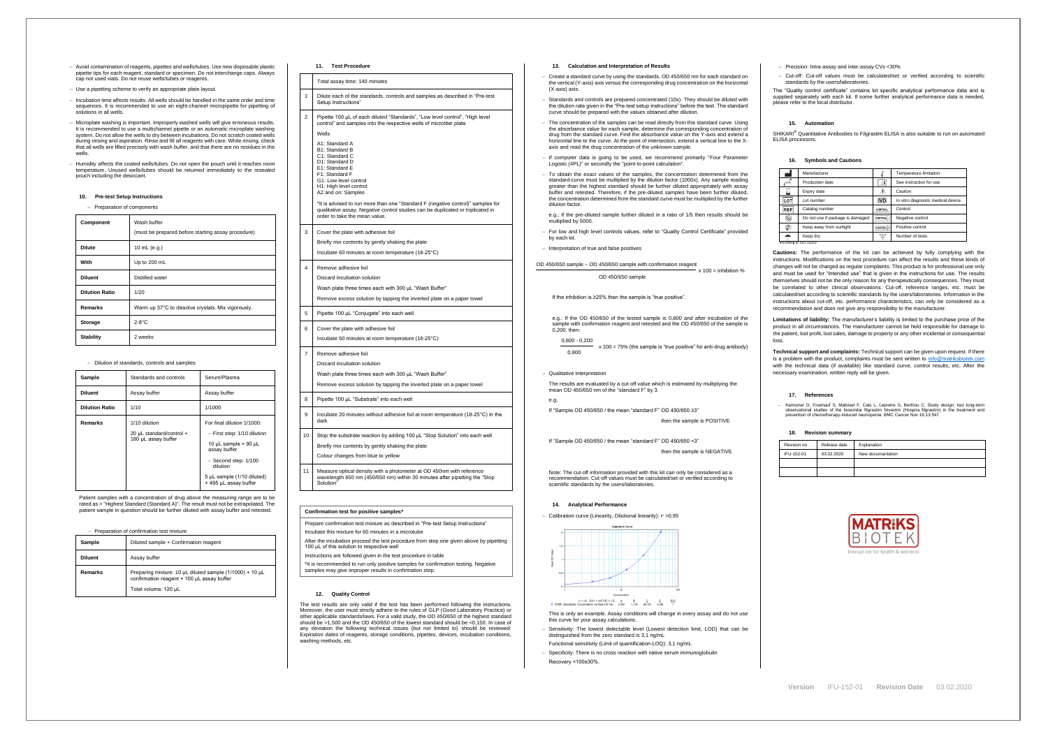- Avoid contamination of reagents, pipettes and wells/tubes. Use new disposable plastic pipette tips for each reagent, standard or specimen. Do not interchange caps. Always cap not used vials. Do not reuse wells/tubes or reagents.
- Use a pipetting scheme to verify an appropriate plate layout.
- Incubation time affects results. All wells should be handled in the same order and time sequences. It is recommended to use an eight-channel micropipette for pipetting of solutions in all wells.
- Microplate washing is important. Improperly washed wells will give erroneous results. It is recommended to use a multichannel pipette or an automatic microplate washing system. Do not allow the wells to dry between incubations. Do not scratch coated wells during rinsing and aspiration. Rinse and fill all reagents with care. While rinsing, check that all wells are filled precisely with wash buffer, and that there are no residues in the wells.
- Humidity affects the coated wells/tubes. Do not open the pouch until it reaches room temperature. Unused wells/tubes should be returned immediately to the resealed pouch including the desiccant.

### 10. Pre-test Setup Instructions

- Preparation of components

| Component | Wash buffer (must be prepared before starting assay procedure) |
|---|---|
| **Dilute** | 10 mL (e.g.) |
| **With** | Up to 200 mL |
| **Diluent** | Distilled water |
| **Dilution Ratio** | 1/20 |
| **Remarks** | Warm up 37°C to dissolve crystals. Mix vigorously. |
| **Storage** | 2-8°C |
| **Stability** | 2 weeks |

- Dilution of standards, controls and samples

| Sample | Standards and controls | Serum/Plasma |
|---|---|---|
| **Diluent** | Assay buffer | Assay buffer |
| **Dilution Ratio** | 1/10 | 1/1000 |
| **Remarks** | 1/10 dilution<br>20 µL standard/control + 180 µL assay buffer | For final dilution 1/1000:<br>– First step: 1/10 dilution<br>10 µL sample + 90 µL assay buffer<br>– Second step: 1/100 dilution<br>5 µL sample (1/10 diluted) + 495 µL assay buffer |

Patient samples with a concentration of drug above the measuring range are to be rated as > "Highest Standard (Standard A)". The result must not be extrapolated. The patient sample in question should be further diluted with assay buffer and retested.

- Preparation of confirmation test mixture

| Sample | Diluted sample + Confirmation reagent |
|---|---|
| **Diluent** | Assay buffer |
| **Remarks** | Preparing mixture: 10 µL diluted sample (1/1000) + 10 µL confirmation reagent + 100 µL assay buffer<br>Total volume: 120 µL |

### 11. Test Procedure

| | Total assay time: 140 minutes |
|---|---|
| 1 | Dilute each of the standards, controls and samples as described in "Pre-test Setup Instructions" |
| 2 | Pipette 100 µL of each diluted "Standards", "Low level control", "High level control" and samples into the respective wells of microtiter plate<br>Wells<br>A1: Standard A<br>B1: Standard B<br>C1: Standard C<br>D1: Standard D<br>E1: Standard E<br>F1: Standard F<br>G1: Low level control<br>H1: High level control<br>A2 and on: Samples<br>*It is advised to run more than one "Standard F (negative control)" samples for qualitative assay. Negative control studies can be duplicated or triplicated in order to take the mean value. |
| 3 | Cover the plate with adhesive foil<br>Briefly mix contents by gently shaking the plate<br>Incubate 60 minutes at room temperature (18-25°C) |
| 4 | Remove adhesive foil<br>Discard incubation solution<br>Wash plate three times each with 300 µL "Wash Buffer"<br>Remove excess solution by tapping the inverted plate on a paper towel |
| 5 | Pipette 100 µL "Conjugate" into each well |
| 6 | Cover the plate with adhesive foil<br>Incubate 60 minutes at room temperature (18-25°C) |
| 7 | Remove adhesive foil<br>Discard incubation solution<br>Wash plate three times each with 300 µL "Wash Buffer"<br>Remove excess solution by tapping the inverted plate on a paper towel |
| 8 | Pipette 100 µL "Substrate" into each well |
| 9 | Incubate 20 minutes without adhesive foil at room temperature (18-25°C) in the dark |
| 10 | Stop the substrate reaction by adding 100 µL "Stop Solution" into each well<br>Briefly mix contents by gently shaking the plate<br>Colour changes from blue to yellow |
| 11 | Measure optical density with a photometer at OD 450nm with reference wavelength 650 nm (450/650 nm) within 30 minutes after pipetting the "Stop Solution" |

| Confirmation test for positive samples* |
|---|
| Prepare confirmation test mixture as described in "Pre-test Setup Instructions" |
| Incubate this mixture for 60 minutes in a microtube |
| After the incubation proceed the test procedure from step one given above by pipetting 100 µL of this solution to respective well |
| Instructions are followed given in the test procedure in table |
| *It is recommended to run only positive samples for confirmation testing. Negative samples may give improper results in confirmation step. |

### 12. Quality Control

The test results are only valid if the test has been performed following the instructions. Moreover, the user must strictly adhere to the rules of GLP (Good Laboratory Practice) or other applicable standards/laws. For a valid study, the OD 450/650 of the highest standard should be >1,500 and the OD 450/650 of the lowest standard should be <0,150. In case of any deviation the following technical issues (but not limited to) should be reviewed: Expiration dates of reagents, storage conditions, pipettes, devices, incubation conditions, washing methods, etc.

### 13. Calculation and Interpretation of Results

- Create a standard curve by using the standards. OD 450/650 nm for each standard on the vertical (Y-axis) axis versus the corresponding drug concentration on the horizontal (X-axis) axis.
- Standards and controls are prepared concentrated (10x). They should be diluted with the dilution rate given in the "Pre-test setup instructions" before the test. The standard curve should be prepared with the values obtained after dilution.
- The concentration of the samples can be read directly from this standard curve. Using the absorbance value for each sample, determine the corresponding concentration of drug from the standard curve. Find the absorbance value on the Y-axis and extend a horizontal line to the curve. At the point of intersection, extend a vertical line to the X-axis and read the drug concentration of the unknown sample.
- If computer data is going to be used, we recommend primarily "Four Parameter Logistic (4PL)" or secondly the "point-to-point calculation".
- To obtain the exact values of the samples, the concentration determined from the standard-curve must be multiplied by the dilution factor (1000x). Any sample reading greater than the highest standard should be further diluted appropriately with assay buffer and retested. Therefore, if the pre-diluted samples have been further diluted, the concentration determined from the standard curve must be multiplied by the further dilution factor.

  e.g.; If the pre-diluted sample further diluted in a ratio of 1/5 then results should be multiplied by 5000.
- For low and high level controls values, refer to "Quality Control Certificate" provided by each kit.
- Interpretation of true and false positives

$$\frac{\text{OD 450/650 sample} - \text{OD 450/650 sample with confirmation reagent}}{\text{OD 450/650 sample}} \times 100 = \text{inhibition \%}$$

If the inhibition is ≥25% then the sample is "true positive".

e.g.: If the OD 450/650 of the tested sample is 0,800 and after incubation of the sample with confirmation reagent and retested and the OD 450/650 of the sample is 0,200, then:

$$\frac{0{,}800 - 0{,}200}{0{,}800} \times 100 = 75\%$$ (the sample is "true positive" for anti-drug antibody)

- Qualitative interpretation

The results are evaluated by a cut-off value which is estimated by multiplying the mean OD 450/650 nm of the "standard F" by 3.

e.g.

If "Sample OD 450/650 / the mean "standard F" OD 450/650 ≥3"

then the sample is POSITIVE

If "Sample OD 450/650 / the mean "standard F" OD 450/650 <3"

then the sample is NEGATIVE

Note: The cut-off information provided with this kit can only be considered as a recommendation. Cut-off values must be calculated/set or verified according to scientific standards by the users/laboratories.

### 14. Analytical Performance

- Calibration curve (Linearity, Dilutional linearity): $r^2$ >0,95

Standard Curve

Concentration

This is only an example. Assay conditions will change in every assay and do not use this curve for your assay calculations.

- Sensitivity: The lowest detectable level (Lowest detection limit, LOD) that can be distinguished from the zero standard is 3,1 ng/mL

  Functional sensitivity (Limit of quantification-LOQ): 3,1 ng/mL
- Specificity: There is no cross reaction with native serum immunoglobulin

  Recovery <100±30%.
- Precision: Intra-assay and inter-assay CVs <30%
- Cut-off: Cut-off values must be calculated/set or verified according to scientific standards by the users/laboratories.

The "Quality control certificate" contains lot specific analytical performance data and is supplied separately with each kit. If some further analytical performance data is needed, please refer to the local distributor.

### 15. Automation

SHIKARI® Quantitative Antibodies to Filgrastim ELISA is also suitable to run on automated ELISA processors.

### 16. Symbols and Cautions

| | | | |
|---|---|---|---|
| | Manufacturer | | Temperature limitation |
| | Production date | | See instruction for use |
| | Expiry date | | Caution |
| LOT | Lot number | IVD | In vitro diagnostic medical device |
| REF | Catalog number | CONTROL | Control |
| | Do not use if package is damaged | CONTROL - | Negative control |
| | Keep away from sunlight | CONTROL + | Positive control |
| | Keep dry | | Number of tests |

According to ISO 15223

**Cautions:** The performance of the kit can be achieved by fully complying with the instructions. Modifications on the test procedure can affect the results and these kinds of changes will not be charged as regular complaints. This product is for professional use only and must be used for "Intended use" that is given in the instructions for use. The results themselves should not be the only reason for any therapeutically consequences. They must be correlated to other clinical observations. Cut-off, reference ranges, etc. must be calculated/set according to scientific standards by the users/laboratories. Information in the instructions about cut-off, etc. performance characteristics, can only be considered as a recommendation and does not give any responsibility to the manufacturer.

**Limitations of liability:** The manufacturer's liability is limited to the purchase price of the product in all circumstances. The manufacturer cannot be held responsible for damage to the patient, lost profit, lost sales, damage to property or any other incidental or consequential loss.

**Technical support and complaints:** Technical support can be given upon request. If there is a problem with the product, complaints must be sent written to info@matriksbiotek.com with the technical data (if available) like standard curve, control results, etc. After the necessary examination, written reply will be given.

### 17. References

- Kamioner D, Fruehauf S, Maloisel F, Cals L, Lepretre S, Berthou C. Study design: two long-term observational studies of the biosimilar filgrastim Nivestim (Hospira filgrastim) in the treatment and prevention of chemotherapy-induced neutropenia. BMC Cancer Nov 16;13:547.

### 18. Revision summary

| Revision no | Release date | Explanation |
|---|---|---|
| IFU-152-01 | 03.02.2020 | New documantation |
| | | |
| | | |

MATRIKS BIOTEK
innovation for health & wellness